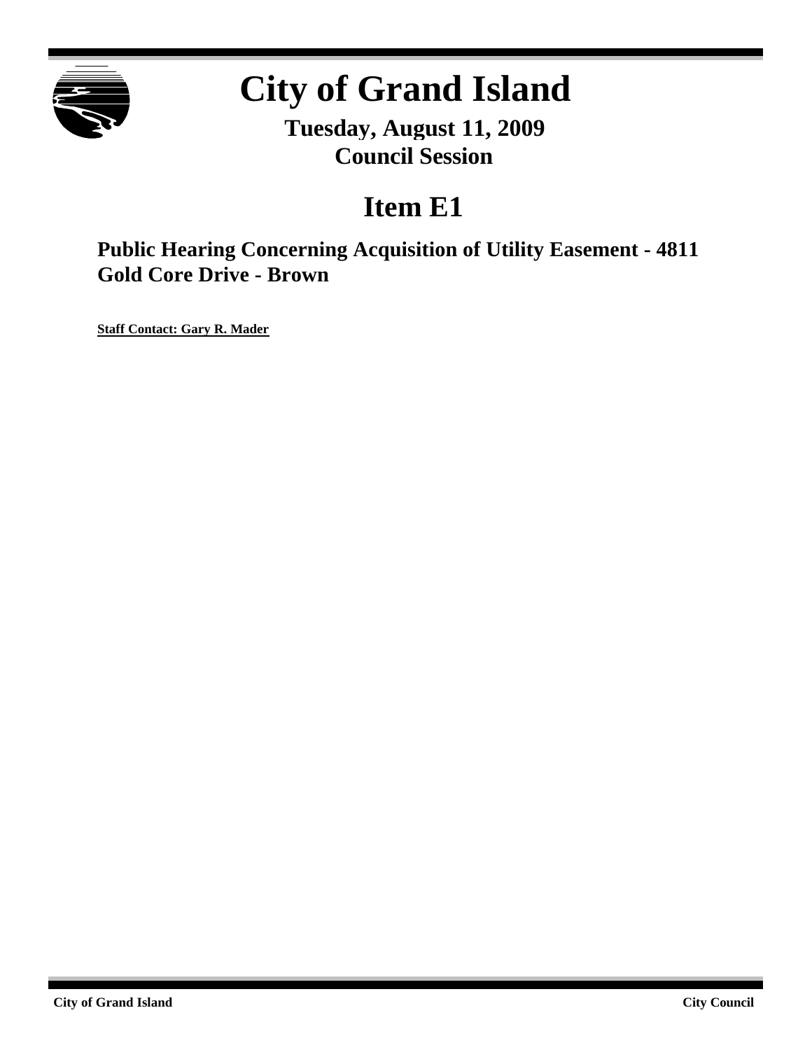# City of Grand Island

**Tuesday, August 11, 2009**
**Council Session**

## Item E1

### Public Hearing Concerning Acquisition of Utility Easement - 4811 Gold Core Drive - Brown

**Staff Contact: Gary R. Mader**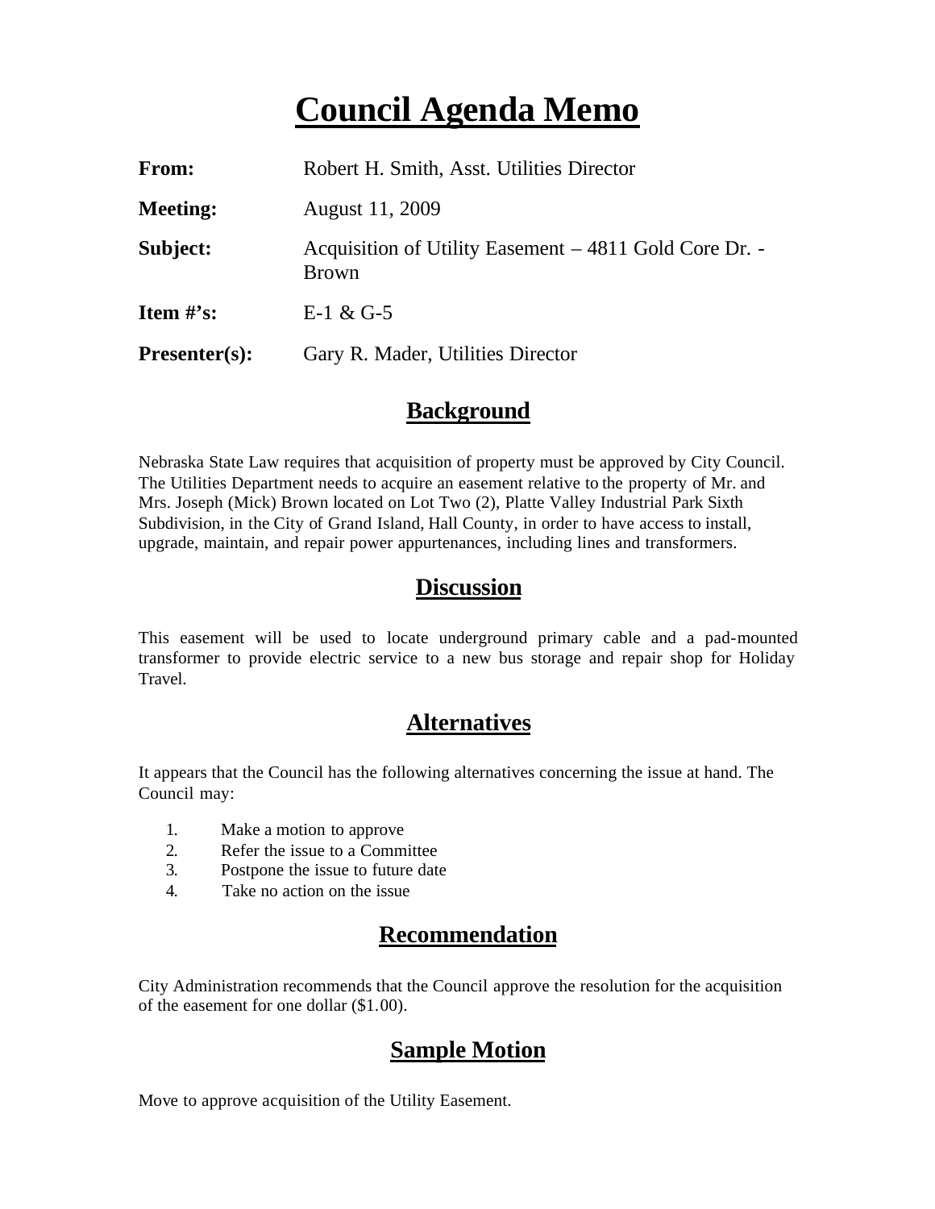# Council Agenda Memo

**From:** Robert H. Smith, Asst. Utilities Director

**Meeting:** August 11, 2009

**Subject:** Acquisition of Utility Easement – 4811 Gold Core Dr. - Brown

**Item #'s:** E-1 & G-5

**Presenter(s):** Gary R. Mader, Utilities Director

## Background

Nebraska State Law requires that acquisition of property must be approved by City Council. The Utilities Department needs to acquire an easement relative to the property of Mr. and Mrs. Joseph (Mick) Brown located on Lot Two (2), Platte Valley Industrial Park Sixth Subdivision, in the City of Grand Island, Hall County, in order to have access to install, upgrade, maintain, and repair power appurtenances, including lines and transformers.

## Discussion

This easement will be used to locate underground primary cable and a pad-mounted transformer to provide electric service to a new bus storage and repair shop for Holiday Travel.

## Alternatives

It appears that the Council has the following alternatives concerning the issue at hand. The Council may:

1. Make a motion to approve
2. Refer the issue to a Committee
3. Postpone the issue to future date
4. Take no action on the issue

## Recommendation

City Administration recommends that the Council approve the resolution for the acquisition of the easement for one dollar ($1.00).

## Sample Motion

Move to approve acquisition of the Utility Easement.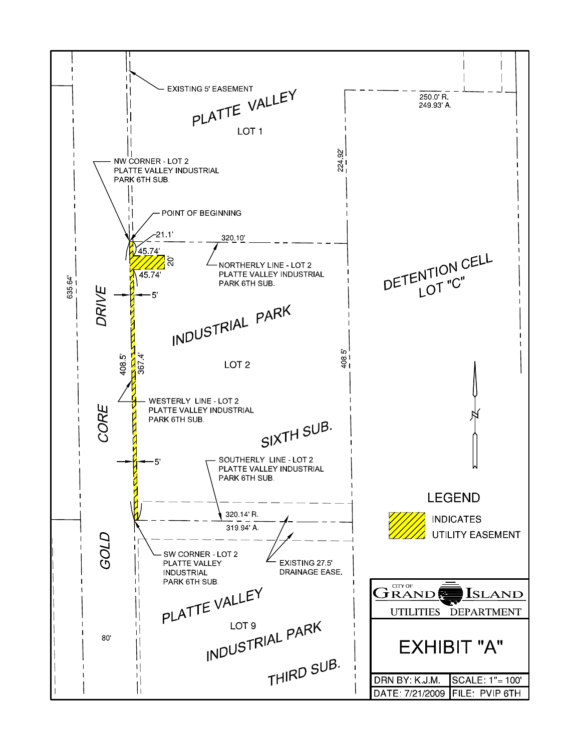EXISTING 5' EASEMENT

PLATTE VALLEY

LOT 1

250.0' R.
249.93' A.

224.92'

NW CORNER - LOT 2
PLATTE VALLEY INDUSTRIAL
PARK 6TH SUB.

POINT OF BEGINNING

21.1'

320.10'

45.74'

20'

45.74'

NORTHERLY LINE - LOT 2
PLATTE VALLEY INDUSTRIAL
PARK 6TH SUB.

DETENTION CELL
LOT "C"

635.64'

DRIVE

5'

INDUSTRIAL PARK

408.5'

367.4'

LOT 2

408.5'

WESTERLY LINE - LOT 2
PLATTE VALLEY INDUSTRIAL
PARK 6TH SUB.

CORE

SIXTH SUB.

5'

SOUTHERLY LINE - LOT 2
PLATTE VALLEY INDUSTRIAL
PARK 6TH SUB.

LEGEND

INDICATES
UTILITY EASEMENT

320.14' R.
319.94' A.

GOLD

SW CORNER - LOT 2
PLATTE VALLEY
INDUSTRIAL
PARK 6TH SUB.

EXISTING 27.5'
DRAINAGE EASE.

PLATTE VALLEY

LOT 9

INDUSTRIAL PARK

THIRD SUB.

80'

CITY OF GRAND ISLAND
UTILITIES DEPARTMENT

EXHIBIT "A"

| | |
|---|---|
| DRN BY: K.J.M. | SCALE: 1"= 100' |
| DATE: 7/21/2009 | FILE: PVIP 6TH |